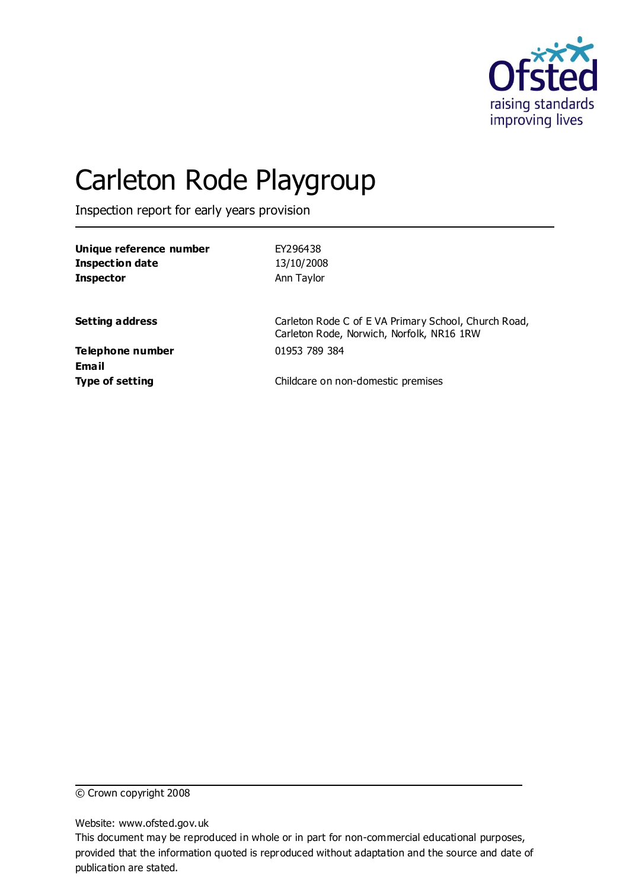Ofsted
raising standards
improving lives

# Carleton Rode Playgroup

Inspection report for early years provision

| | |
|---|---|
| **Unique reference number** | EY296438 |
| **Inspection date** | 13/10/2008 |
| **Inspector** | Ann Taylor |
| | |
| **Setting address** | Carleton Rode C of E VA Primary School, Church Road, Carleton Rode, Norwich, Norfolk, NR16 1RW |
| **Telephone number** | 01953 789 384 |
| **Email** | |
| **Type of setting** | Childcare on non-domestic premises |

© Crown copyright 2008

Website: www.ofsted.gov.uk

This document may be reproduced in whole or in part for non-commercial educational purposes, provided that the information quoted is reproduced without adaptation and the source and date of publication are stated.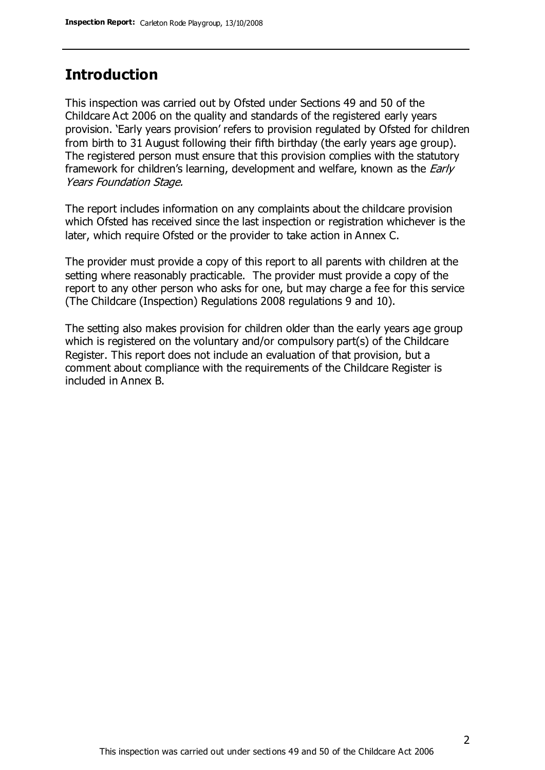## Introduction

This inspection was carried out by Ofsted under Sections 49 and 50 of the Childcare Act 2006 on the quality and standards of the registered early years provision. 'Early years provision' refers to provision regulated by Ofsted for children from birth to 31 August following their fifth birthday (the early years age group). The registered person must ensure that this provision complies with the statutory framework for children's learning, development and welfare, known as the *Early Years Foundation Stage.*

The report includes information on any complaints about the childcare provision which Ofsted has received since the last inspection or registration whichever is the later, which require Ofsted or the provider to take action in Annex C.

The provider must provide a copy of this report to all parents with children at the setting where reasonably practicable. The provider must provide a copy of the report to any other person who asks for one, but may charge a fee for this service (The Childcare (Inspection) Regulations 2008 regulations 9 and 10).

The setting also makes provision for children older than the early years age group which is registered on the voluntary and/or compulsory part(s) of the Childcare Register. This report does not include an evaluation of that provision, but a comment about compliance with the requirements of the Childcare Register is included in Annex B.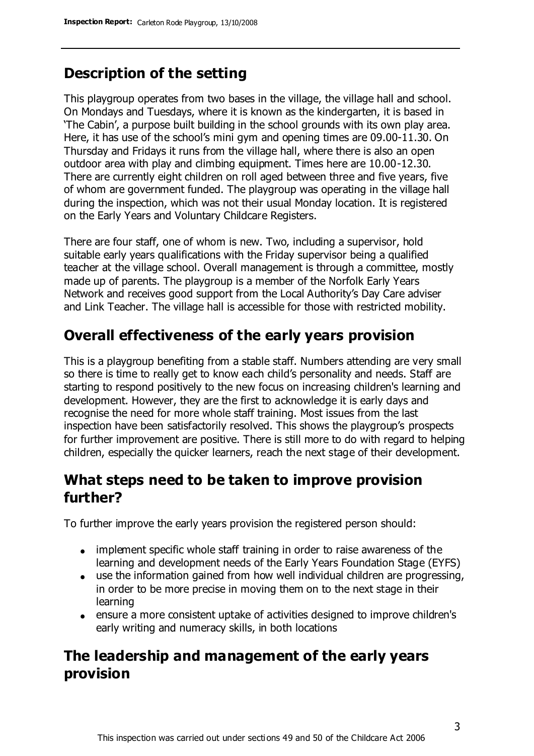## Description of the setting

This playgroup operates from two bases in the village, the village hall and school. On Mondays and Tuesdays, where it is known as the kindergarten, it is based in 'The Cabin', a purpose built building in the school grounds with its own play area. Here, it has use of the school's mini gym and opening times are 09.00-11.30. On Thursday and Fridays it runs from the village hall, where there is also an open outdoor area with play and climbing equipment. Times here are 10.00-12.30. There are currently eight children on roll aged between three and five years, five of whom are government funded. The playgroup was operating in the village hall during the inspection, which was not their usual Monday location. It is registered on the Early Years and Voluntary Childcare Registers.

There are four staff, one of whom is new. Two, including a supervisor, hold suitable early years qualifications with the Friday supervisor being a qualified teacher at the village school. Overall management is through a committee, mostly made up of parents. The playgroup is a member of the Norfolk Early Years Network and receives good support from the Local Authority's Day Care adviser and Link Teacher. The village hall is accessible for those with restricted mobility.

## Overall effectiveness of the early years provision

This is a playgroup benefiting from a stable staff. Numbers attending are very small so there is time to really get to know each child's personality and needs. Staff are starting to respond positively to the new focus on increasing children's learning and development. However, they are the first to acknowledge it is early days and recognise the need for more whole staff training. Most issues from the last inspection have been satisfactorily resolved. This shows the playgroup's prospects for further improvement are positive. There is still more to do with regard to helping children, especially the quicker learners, reach the next stage of their development.

## What steps need to be taken to improve provision further?

To further improve the early years provision the registered person should:

- implement specific whole staff training in order to raise awareness of the learning and development needs of the Early Years Foundation Stage (EYFS)
- use the information gained from how well individual children are progressing, in order to be more precise in moving them on to the next stage in their learning
- ensure a more consistent uptake of activities designed to improve children's early writing and numeracy skills, in both locations

## The leadership and management of the early years provision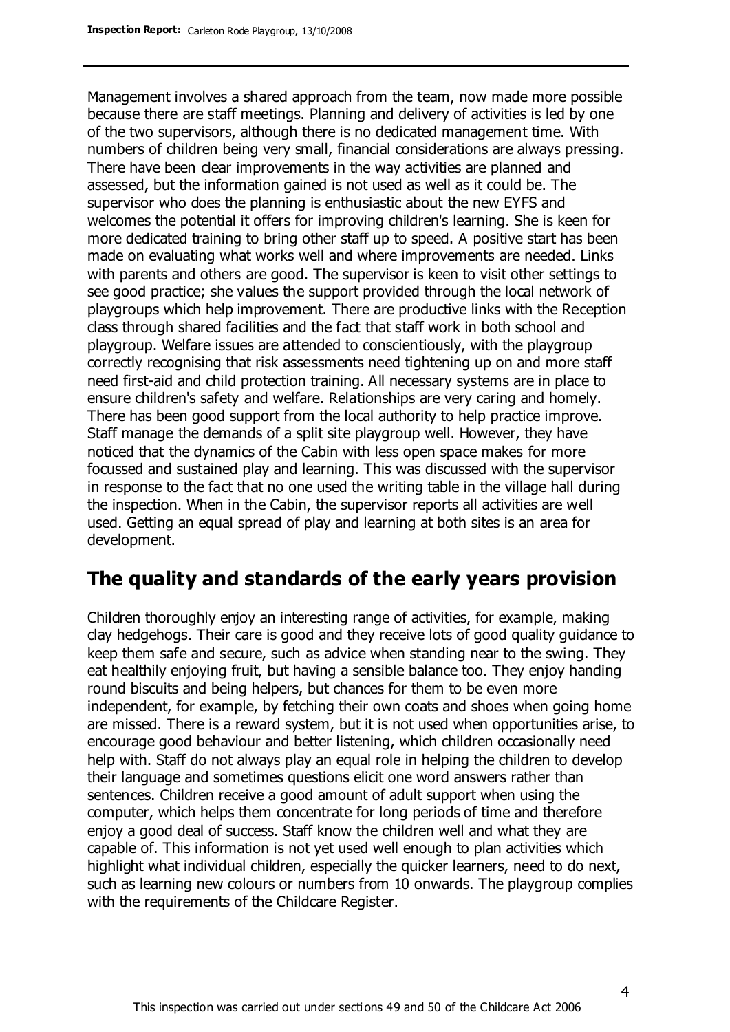Management involves a shared approach from the team, now made more possible because there are staff meetings. Planning and delivery of activities is led by one of the two supervisors, although there is no dedicated management time. With numbers of children being very small, financial considerations are always pressing. There have been clear improvements in the way activities are planned and assessed, but the information gained is not used as well as it could be. The supervisor who does the planning is enthusiastic about the new EYFS and welcomes the potential it offers for improving children's learning. She is keen for more dedicated training to bring other staff up to speed. A positive start has been made on evaluating what works well and where improvements are needed. Links with parents and others are good. The supervisor is keen to visit other settings to see good practice; she values the support provided through the local network of playgroups which help improvement. There are productive links with the Reception class through shared facilities and the fact that staff work in both school and playgroup. Welfare issues are attended to conscientiously, with the playgroup correctly recognising that risk assessments need tightening up on and more staff need first-aid and child protection training. All necessary systems are in place to ensure children's safety and welfare. Relationships are very caring and homely. There has been good support from the local authority to help practice improve. Staff manage the demands of a split site playgroup well. However, they have noticed that the dynamics of the Cabin with less open space makes for more focussed and sustained play and learning. This was discussed with the supervisor in response to the fact that no one used the writing table in the village hall during the inspection. When in the Cabin, the supervisor reports all activities are well used. Getting an equal spread of play and learning at both sites is an area for development.

## The quality and standards of the early years provision

Children thoroughly enjoy an interesting range of activities, for example, making clay hedgehogs. Their care is good and they receive lots of good quality guidance to keep them safe and secure, such as advice when standing near to the swing. They eat healthily enjoying fruit, but having a sensible balance too. They enjoy handing round biscuits and being helpers, but chances for them to be even more independent, for example, by fetching their own coats and shoes when going home are missed. There is a reward system, but it is not used when opportunities arise, to encourage good behaviour and better listening, which children occasionally need help with. Staff do not always play an equal role in helping the children to develop their language and sometimes questions elicit one word answers rather than sentences. Children receive a good amount of adult support when using the computer, which helps them concentrate for long periods of time and therefore enjoy a good deal of success. Staff know the children well and what they are capable of. This information is not yet used well enough to plan activities which highlight what individual children, especially the quicker learners, need to do next, such as learning new colours or numbers from 10 onwards. The playgroup complies with the requirements of the Childcare Register.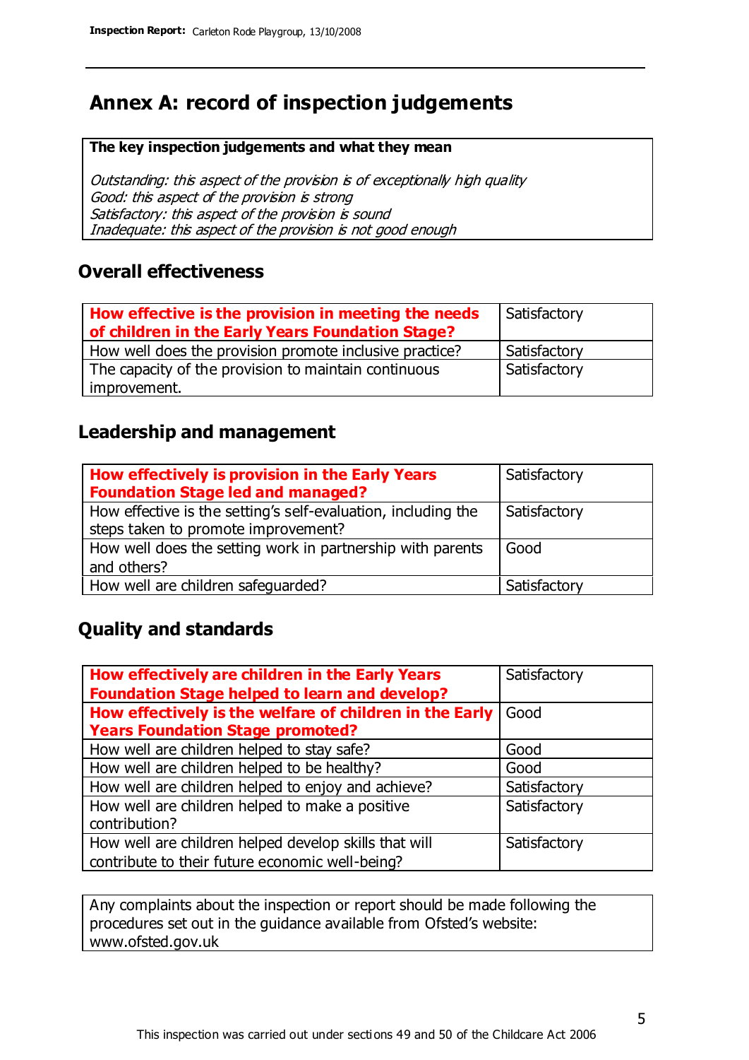# Annex A: record of inspection judgements

| **The key inspection judgements and what they mean** |
|---|
| *Outstanding: this aspect of the provision is of exceptionally high quality*<br>*Good: this aspect of the provision is strong*<br>*Satisfactory: this aspect of the provision is sound*<br>*Inadequate: this aspect of the provision is not good enough* |

## Overall effectiveness

| **How effective is the provision in meeting the needs of children in the Early Years Foundation Stage?** | Satisfactory |
|---|---|
| How well does the provision promote inclusive practice? | Satisfactory |
| The capacity of the provision to maintain continuous improvement. | Satisfactory |

## Leadership and management

| **How effectively is provision in the Early Years Foundation Stage led and managed?** | Satisfactory |
|---|---|
| How effective is the setting's self-evaluation, including the steps taken to promote improvement? | Satisfactory |
| How well does the setting work in partnership with parents and others? | Good |
| How well are children safeguarded? | Satisfactory |

## Quality and standards

| **How effectively are children in the Early Years Foundation Stage helped to learn and develop?** | Satisfactory |
|---|---|
| **How effectively is the welfare of children in the Early Years Foundation Stage promoted?** | Good |
| How well are children helped to stay safe? | Good |
| How well are children helped to be healthy? | Good |
| How well are children helped to enjoy and achieve? | Satisfactory |
| How well are children helped to make a positive contribution? | Satisfactory |
| How well are children helped develop skills that will contribute to their future economic well-being? | Satisfactory |

Any complaints about the inspection or report should be made following the procedures set out in the guidance available from Ofsted's website: www.ofsted.gov.uk

This inspection was carried out under sections 49 and 50 of the Childcare Act 2006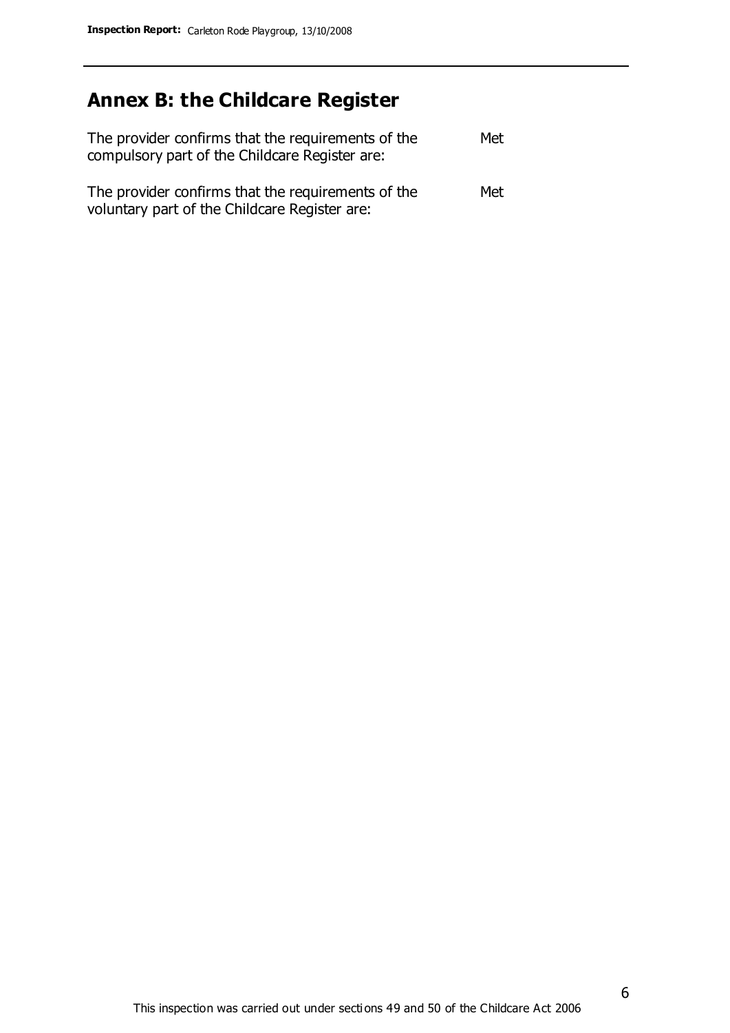## Annex B: the Childcare Register

| | |
|---|---|
| The provider confirms that the requirements of the compulsory part of the Childcare Register are: | Met |
| The provider confirms that the requirements of the voluntary part of the Childcare Register are: | Met |

This inspection was carried out under sections 49 and 50 of the Childcare Act 2006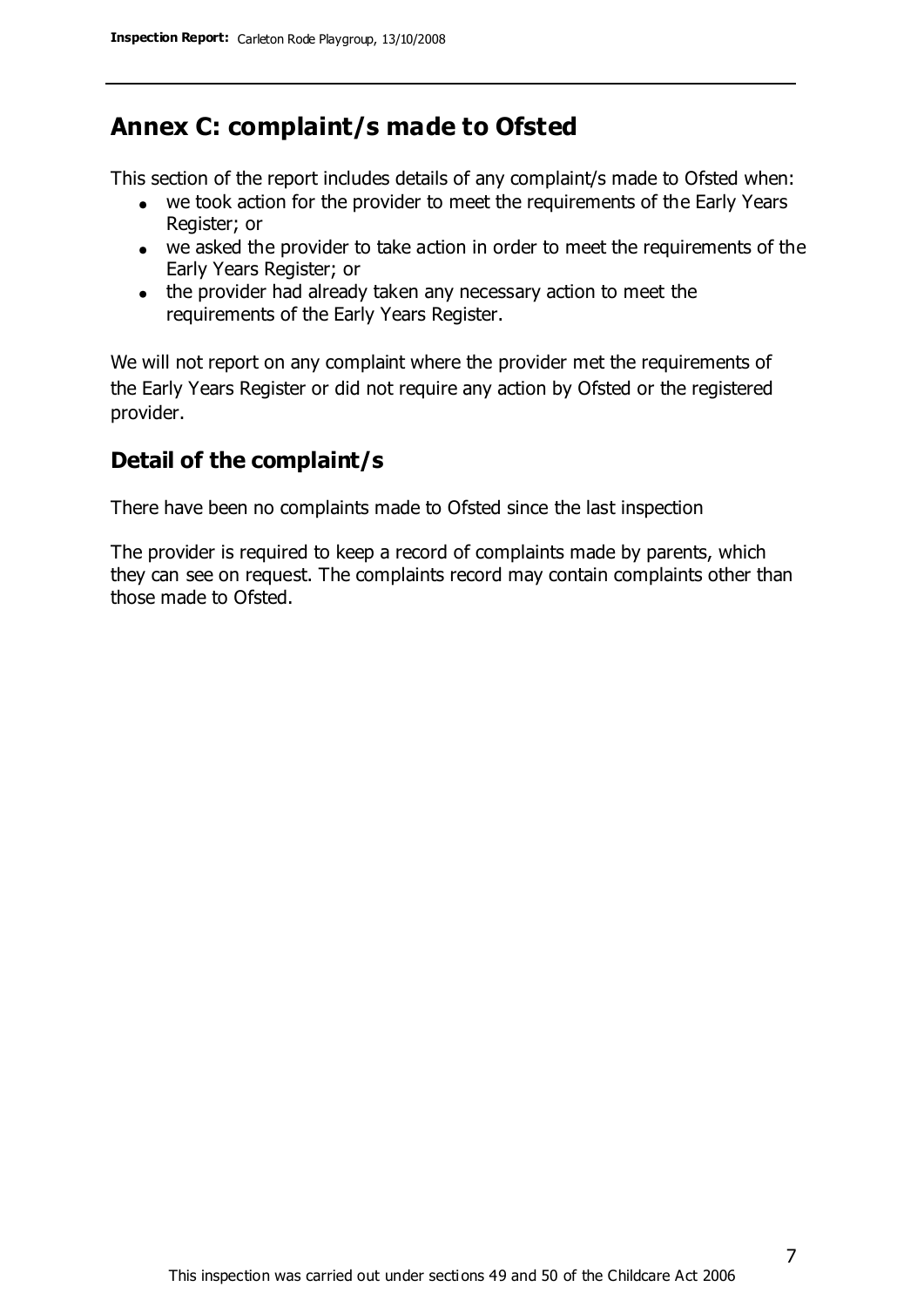## Annex C: complaint/s made to Ofsted

This section of the report includes details of any complaint/s made to Ofsted when:

- we took action for the provider to meet the requirements of the Early Years Register; or
- we asked the provider to take action in order to meet the requirements of the Early Years Register; or
- the provider had already taken any necessary action to meet the requirements of the Early Years Register.

We will not report on any complaint where the provider met the requirements of the Early Years Register or did not require any action by Ofsted or the registered provider.

### Detail of the complaint/s

There have been no complaints made to Ofsted since the last inspection

The provider is required to keep a record of complaints made by parents, which they can see on request. The complaints record may contain complaints other than those made to Ofsted.

This inspection was carried out under sections 49 and 50 of the Childcare Act 2006